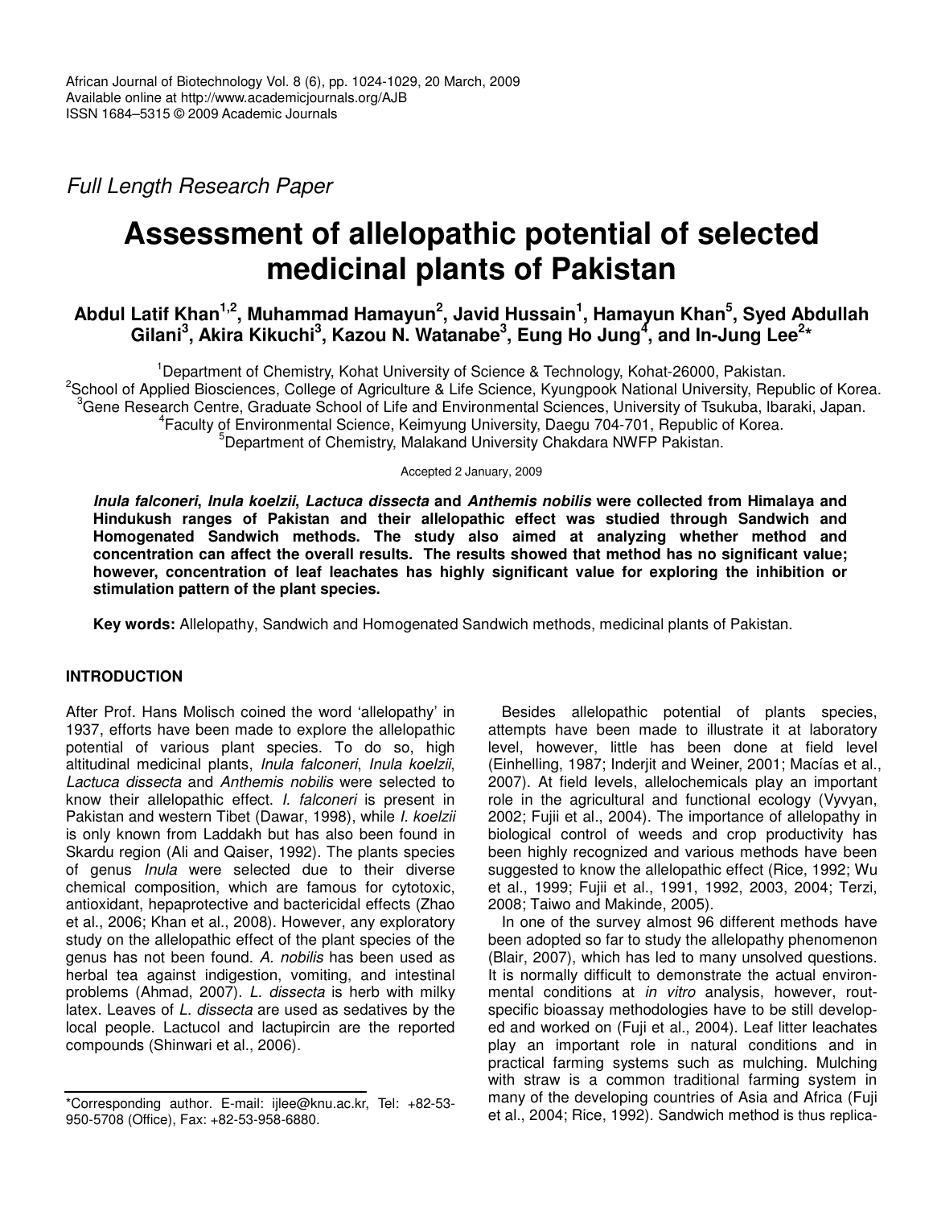Full Length Research Paper

# Assessment of allelopathic potential of selected medicinal plants of Pakistan

**Abdul Latif Khan[1,2], Muhammad Hamayun[2], Javid Hussain[1], Hamayun Khan[5], Syed Abdullah Gilani[3], Akira Kikuchi[3], Kazou N. Watanabe[3], Eung Ho Jung[4], and In-Jung Lee[2]***

[1]Department of Chemistry, Kohat University of Science & Technology, Kohat-26000, Pakistan.
[2]School of Applied Biosciences, College of Agriculture & Life Science, Kyungpook National University, Republic of Korea.
[3]Gene Research Centre, Graduate School of Life and Environmental Sciences, University of Tsukuba, Ibaraki, Japan.
[4]Faculty of Environmental Science, Keimyung University, Daegu 704-701, Republic of Korea.
[5]Department of Chemistry, Malakand University Chakdara NWFP Pakistan.

Accepted 2 January, 2009

***Inula falconeri*, *Inula koelzii*, *Lactuca dissecta* and *Anthemis nobilis* were collected from Himalaya and Hindukush ranges of Pakistan and their allelopathic effect was studied through Sandwich and Homogenated Sandwich methods. The study also aimed at analyzing whether method and concentration can affect the overall results. The results showed that method has no significant value; however, concentration of leaf leachates has highly significant value for exploring the inhibition or stimulation pattern of the plant species.**

**Key words:** Allelopathy, Sandwich and Homogenated Sandwich methods, medicinal plants of Pakistan.

## INTRODUCTION

After Prof. Hans Molisch coined the word 'allelopathy' in 1937, efforts have been made to explore the allelopathic potential of various plant species. To do so, high altitudinal medicinal plants, *Inula falconeri*, *Inula koelzii*, *Lactuca dissecta* and *Anthemis nobilis* were selected to know their allelopathic effect. *I. falconeri* is present in Pakistan and western Tibet (Dawar, 1998), while *I. koelzii* is only known from Laddakh but has also been found in Skardu region (Ali and Qaiser, 1992). The plants species of genus *Inula* were selected due to their diverse chemical composition, which are famous for cytotoxic, antioxidant, hepaprotective and bactericidal effects (Zhao et al., 2006; Khan et al., 2008). However, any exploratory study on the allelopathic effect of the plant species of the genus has not been found. *A. nobilis* has been used as herbal tea against indigestion, vomiting, and intestinal problems (Ahmad, 2007). *L. dissecta* is herb with milky latex. Leaves of *L. dissecta* are used as sedatives by the local people. Lactucol and lactupircin are the reported compounds (Shinwari et al., 2006).

Besides allelopathic potential of plants species, attempts have been made to illustrate it at laboratory level, however, little has been done at field level (Einhelling, 1987; Inderjit and Weiner, 2001; Macías et al., 2007). At field levels, allelochemicals play an important role in the agricultural and functional ecology (Vyvyan, 2002; Fujii et al., 2004). The importance of allelopathy in biological control of weeds and crop productivity has been highly recognized and various methods have been suggested to know the allelopathic effect (Rice, 1992; Wu et al., 1999; Fujii et al., 1991, 1992, 2003, 2004; Terzi, 2008; Taiwo and Makinde, 2005).

In one of the survey almost 96 different methods have been adopted so far to study the allelopathy phenomenon (Blair, 2007), which has led to many unsolved questions. It is normally difficult to demonstrate the actual environmental conditions at *in vitro* analysis, however, rout-specific bioassay methodologies have to be still developed and worked on (Fuji et al., 2004). Leaf litter leachates play an important role in natural conditions and in practical farming systems such as mulching. Mulching with straw is a common traditional farming system in many of the developing countries of Asia and Africa (Fuji et al., 2004; Rice, 1992). Sandwich method is thus replica-

*Corresponding author. E-mail: ijlee@knu.ac.kr, Tel: +82-53-950-5708 (Office), Fax: +82-53-958-6880.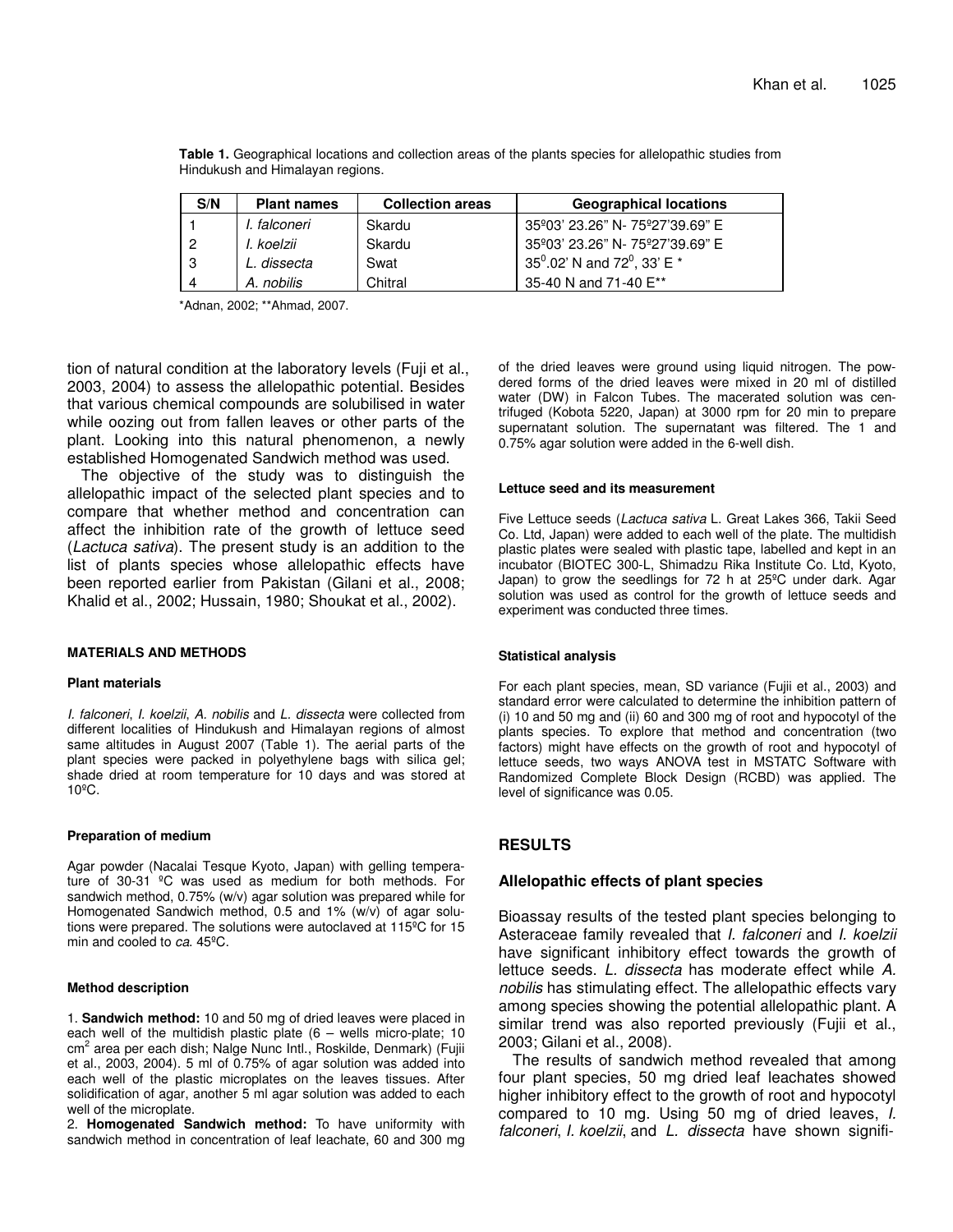**Table 1.** Geographical locations and collection areas of the plants species for allelopathic studies from Hindukush and Himalayan regions.

| S/N | Plant names | Collection areas | Geographical locations |
|---|---|---|---|
| 1 | *I. falconeri* | Skardu | 35º03' 23.26" N- 75º27'39.69" E |
| 2 | *I. koelzii* | Skardu | 35º03' 23.26" N- 75º27'39.69" E |
| 3 | *L. dissecta* | Swat | $35^0$.02' N and $72^0$, 33' E * |
| 4 | *A. nobilis* | Chitral | 35-40 N and 71-40 E** |

*Adnan, 2002; **Ahmad, 2007.

tion of natural condition at the laboratory levels (Fuji et al., 2003, 2004) to assess the allelopathic potential. Besides that various chemical compounds are solubilised in water while oozing out from fallen leaves or other parts of the plant. Looking into this natural phenomenon, a newly established Homogenated Sandwich method was used.

The objective of the study was to distinguish the allelopathic impact of the selected plant species and to compare that whether method and concentration can affect the inhibition rate of the growth of lettuce seed (*Lactuca sativa*). The present study is an addition to the list of plants species whose allelopathic effects have been reported earlier from Pakistan (Gilani et al., 2008; Khalid et al., 2002; Hussain, 1980; Shoukat et al., 2002).

## MATERIALS AND METHODS

### Plant materials

*I. falconeri*, *I. koelzii*, *A. nobilis* and *L. dissecta* were collected from different localities of Hindukush and Himalayan regions of almost same altitudes in August 2007 (Table 1). The aerial parts of the plant species were packed in polyethylene bags with silica gel; shade dried at room temperature for 10 days and was stored at 10ºC.

### Preparation of medium

Agar powder (Nacalai Tesque Kyoto, Japan) with gelling temperature of 30-31 ºC was used as medium for both methods. For sandwich method, 0.75% (w/v) agar solution was prepared while for Homogenated Sandwich method, 0.5 and 1% (w/v) of agar solutions were prepared. The solutions were autoclaved at 115ºC for 15 min and cooled to *ca*. 45ºC.

### Method description

1. **Sandwich method:** 10 and 50 mg of dried leaves were placed in each well of the multidish plastic plate (6 – wells micro-plate; 10 $cm^2$ area per each dish; Nalge Nunc Intl., Roskilde, Denmark) (Fujii et al., 2003, 2004). 5 ml of 0.75% of agar solution was added into each well of the plastic microplates on the leaves tissues. After solidification of agar, another 5 ml agar solution was added to each well of the microplate.
2. **Homogenated Sandwich method:** To have uniformity with sandwich method in concentration of leaf leachate, 60 and 300 mg of the dried leaves were ground using liquid nitrogen. The powdered forms of the dried leaves were mixed in 20 ml of distilled water (DW) in Falcon Tubes. The macerated solution was centrifuged (Kobota 5220, Japan) at 3000 rpm for 20 min to prepare supernatant solution. The supernatant was filtered. The 1 and 0.75% agar solution were added in the 6-well dish.

### Lettuce seed and its measurement

Five Lettuce seeds (*Lactuca sativa* L. Great Lakes 366, Takii Seed Co. Ltd, Japan) were added to each well of the plate. The multidish plastic plates were sealed with plastic tape, labelled and kept in an incubator (BIOTEC 300-L, Shimadzu Rika Institute Co. Ltd, Kyoto, Japan) to grow the seedlings for 72 h at 25ºC under dark. Agar solution was used as control for the growth of lettuce seeds and experiment was conducted three times.

### Statistical analysis

For each plant species, mean, SD variance (Fujii et al., 2003) and standard error were calculated to determine the inhibition pattern of (i) 10 and 50 mg and (ii) 60 and 300 mg of root and hypocotyl of the plants species. To explore that method and concentration (two factors) might have effects on the growth of root and hypocotyl of lettuce seeds, two ways ANOVA test in MSTATC Software with Randomized Complete Block Design (RCBD) was applied. The level of significance was 0.05.

## RESULTS

### Allelopathic effects of plant species

Bioassay results of the tested plant species belonging to Asteraceae family revealed that *I. falconeri* and *I. koelzii* have significant inhibitory effect towards the growth of lettuce seeds. *L. dissecta* has moderate effect while *A. nobilis* has stimulating effect. The allelopathic effects vary among species showing the potential allelopathic plant. A similar trend was also reported previously (Fujii et al., 2003; Gilani et al., 2008).

The results of sandwich method revealed that among four plant species, 50 mg dried leaf leachates showed higher inhibitory effect to the growth of root and hypocotyl compared to 10 mg. Using 50 mg of dried leaves, *I. falconeri*, *I. koelzii*, and *L. dissecta* have shown signifi-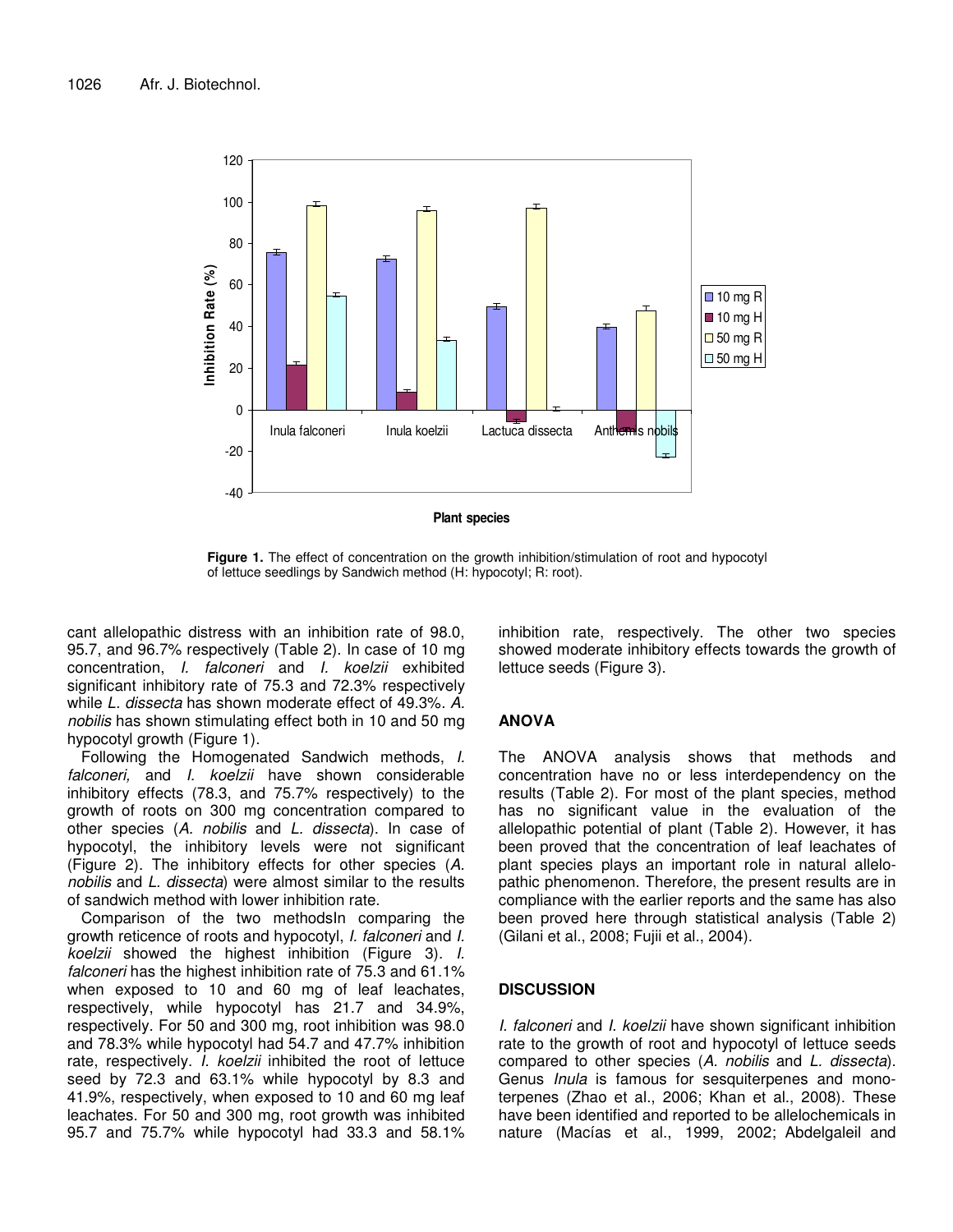Figure 1. The effect of concentration on the growth inhibition/stimulation of root and hypocotyl of lettuce seedlings by Sandwich method (H: hypocotyl; R: root).

cant allelopathic distress with an inhibition rate of 98.0, 95.7, and 96.7% respectively (Table 2). In case of 10 mg concentration, *I. falconeri* and *I. koelzii* exhibited significant inhibitory rate of 75.3 and 72.3% respectively while *L. dissecta* has shown moderate effect of 49.3%. *A. nobilis* has shown stimulating effect both in 10 and 50 mg hypocotyl growth (Figure 1).

Following the Homogenated Sandwich methods, *I. falconeri,* and *I. koelzii* have shown considerable inhibitory effects (78.3, and 75.7% respectively) to the growth of roots on 300 mg concentration compared to other species (*A. nobilis* and *L. dissecta*). In case of hypocotyl, the inhibitory levels were not significant (Figure 2). The inhibitory effects for other species (*A. nobilis* and *L. dissecta*) were almost similar to the results of sandwich method with lower inhibition rate.

Comparison of the two methodsIn comparing the growth reticence of roots and hypocotyl, *I. falconeri* and *I. koelzii* showed the highest inhibition (Figure 3). *I. falconeri* has the highest inhibition rate of 75.3 and 61.1% when exposed to 10 and 60 mg of leaf leachates, respectively, while hypocotyl has 21.7 and 34.9%, respectively. For 50 and 300 mg, root inhibition was 98.0 and 78.3% while hypocotyl had 54.7 and 47.7% inhibition rate, respectively. *I. koelzii* inhibited the root of lettuce seed by 72.3 and 63.1% while hypocotyl by 8.3 and 41.9%, respectively, when exposed to 10 and 60 mg leaf leachates. For 50 and 300 mg, root growth was inhibited 95.7 and 75.7% while hypocotyl had 33.3 and 58.1% inhibition rate, respectively. The other two species showed moderate inhibitory effects towards the growth of lettuce seeds (Figure 3).

## ANOVA

The ANOVA analysis shows that methods and concentration have no or less interdependency on the results (Table 2). For most of the plant species, method has no significant value in the evaluation of the allelopathic potential of plant (Table 2). However, it has been proved that the concentration of leaf leachates of plant species plays an important role in natural allelopathic phenomenon. Therefore, the present results are in compliance with the earlier reports and the same has also been proved here through statistical analysis (Table 2) (Gilani et al., 2008; Fujii et al., 2004).

## DISCUSSION

*I. falconeri* and *I. koelzii* have shown significant inhibition rate to the growth of root and hypocotyl of lettuce seeds compared to other species (*A. nobilis* and *L. dissecta*). Genus *Inula* is famous for sesquiterpenes and monoterpenes (Zhao et al., 2006; Khan et al., 2008). These have been identified and reported to be allelochemicals in nature (Macías et al., 1999, 2002; Abdelgaleil and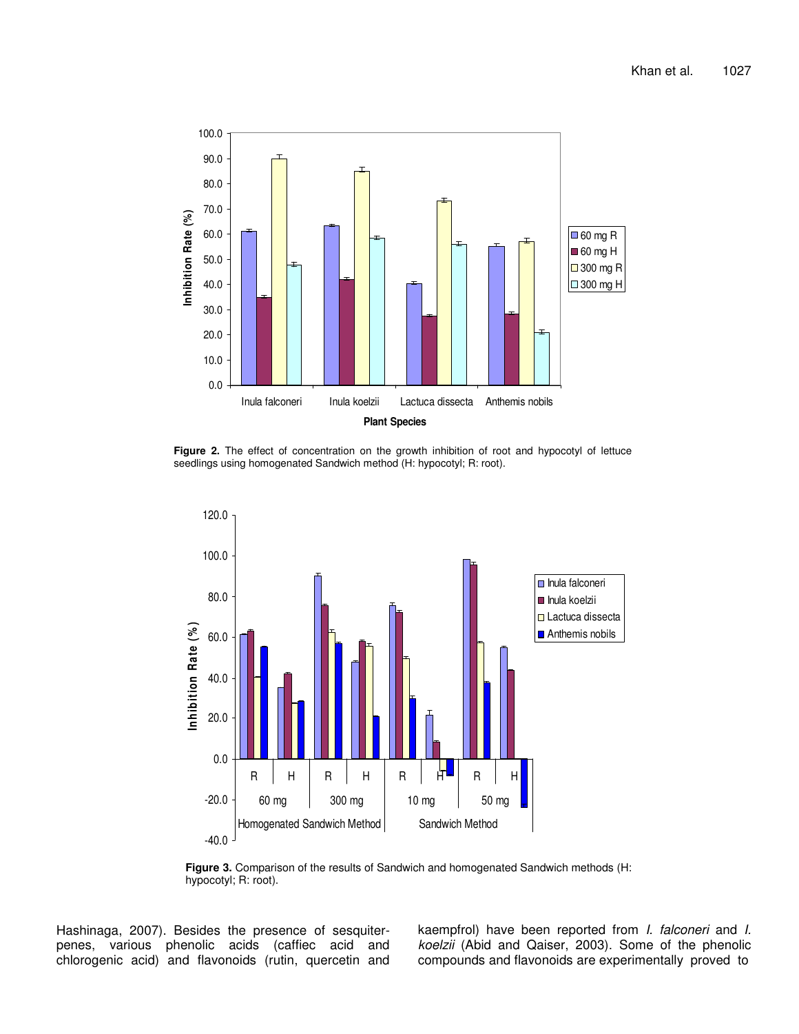**Figure 2.** The effect of concentration on the growth inhibition of root and hypocotyl of lettuce seedlings using homogenated Sandwich method (H: hypocotyl; R: root).

**Figure 3.** Comparison of the results of Sandwich and homogenated Sandwich methods (H: hypocotyl; R: root).

Hashinaga, 2007). Besides the presence of sesquiterpenes, various phenolic acids (caffiec acid and chlorogenic acid) and flavonoids (rutin, quercetin and kaempfrol) have been reported from *I. falconeri* and *I. koelzii* (Abid and Qaiser, 2003). Some of the phenolic compounds and flavonoids are experimentally proved to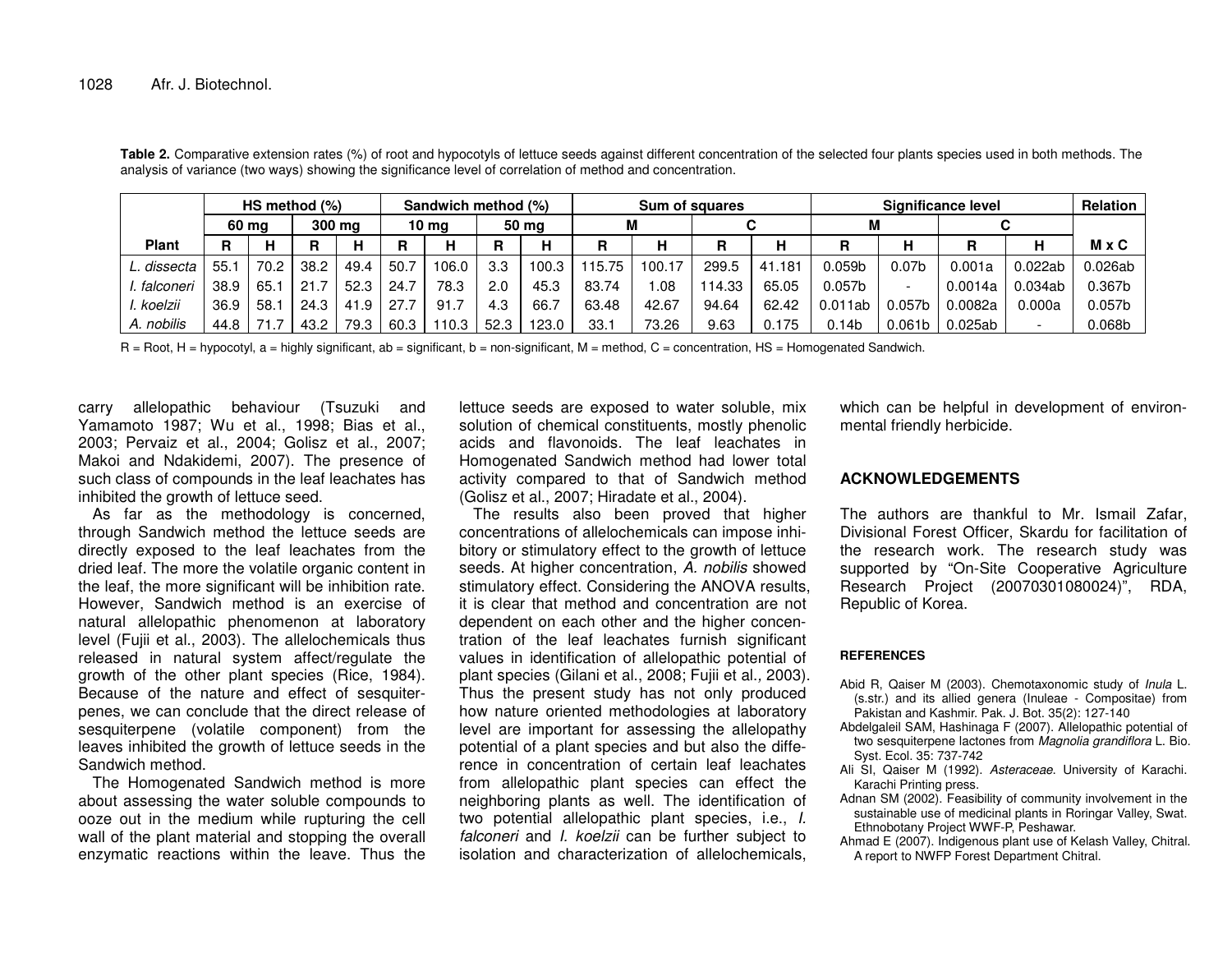**Table 2.** Comparative extension rates (%) of root and hypocotyls of lettuce seeds against different concentration of the selected four plants species used in both methods. The analysis of variance (two ways) showing the significance level of correlation of method and concentration.

| | HS method (%) | | | | Sandwich method (%) | | | | Sum of squares | | | | Significance level | | | | Relation |
|---|---|---|---|---|---|---|---|---|---|---|---|---|---|---|---|---|---|
| | 60 mg | | 300 mg | | 10 mg | | 50 mg | | M | | C | | M | | C | | |
| Plant | R | H | R | H | R | H | R | H | R | H | R | H | R | H | R | H | M x C |
| *L. dissecta* | 55.1 | 70.2 | 38.2 | 49.4 | 50.7 | 106.0 | 3.3 | 100.3 | 115.75 | 100.17 | 299.5 | 41.181 | 0.059b | 0.07b | 0.001a | 0.022ab | 0.026ab |
| *I. falconeri* | 38.9 | 65.1 | 21.7 | 52.3 | 24.7 | 78.3 | 2.0 | 45.3 | 83.74 | 1.08 | 114.33 | 65.05 | 0.057b | - | 0.0014a | 0.034ab | 0.367b |
| *I. koelzii* | 36.9 | 58.1 | 24.3 | 41.9 | 27.7 | 91.7 | 4.3 | 66.7 | 63.48 | 42.67 | 94.64 | 62.42 | 0.011ab | 0.057b | 0.0082a | 0.000a | 0.057b |
| *A. nobilis* | 44.8 | 71.7 | 43.2 | 79.3 | 60.3 | 110.3 | 52.3 | 123.0 | 33.1 | 73.26 | 9.63 | 0.175 | 0.14b | 0.061b | 0.025ab | - | 0.068b |

R = Root, H = hypocotyl, a = highly significant, ab = significant, b = non-significant, M = method, C = concentration, HS = Homogenated Sandwich.

carry allelopathic behaviour (Tsuzuki and Yamamoto 1987; Wu et al., 1998; Bias et al., 2003; Pervaiz et al., 2004; Golisz et al., 2007; Makoi and Ndakidemi, 2007). The presence of such class of compounds in the leaf leachates has inhibited the growth of lettuce seed.

As far as the methodology is concerned, through Sandwich method the lettuce seeds are directly exposed to the leaf leachates from the dried leaf. The more the volatile organic content in the leaf, the more significant will be inhibition rate. However, Sandwich method is an exercise of natural allelopathic phenomenon at laboratory level (Fujii et al., 2003). The allelochemicals thus released in natural system affect/regulate the growth of the other plant species (Rice, 1984). Because of the nature and effect of sesquiterpenes, we can conclude that the direct release of sesquiterpene (volatile component) from the leaves inhibited the growth of lettuce seeds in the Sandwich method.

The Homogenated Sandwich method is more about assessing the water soluble compounds to ooze out in the medium while rupturing the cell wall of the plant material and stopping the overall enzymatic reactions within the leave. Thus the lettuce seeds are exposed to water soluble, mix solution of chemical constituents, mostly phenolic acids and flavonoids. The leaf leachates in Homogenated Sandwich method had lower total activity compared to that of Sandwich method (Golisz et al., 2007; Hiradate et al., 2004).

The results also been proved that higher concentrations of allelochemicals can impose inhibitory or stimulatory effect to the growth of lettuce seeds. At higher concentration, *A. nobilis* showed stimulatory effect. Considering the ANOVA results, it is clear that method and concentration are not dependent on each other and the higher concentration of the leaf leachates furnish significant values in identification of allelopathic potential of plant species (Gilani et al., 2008; Fujii et al., 2003). Thus the present study has not only produced how nature oriented methodologies at laboratory level are important for assessing the allelopathy potential of a plant species and but also the difference in concentration of certain leaf leachates from allelopathic plant species can effect the neighboring plants as well. The identification of two potential allelopathic plant species, i.e., *I. falconeri* and *I. koelzii* can be further subject to isolation and characterization of allelochemicals, which can be helpful in development of environmental friendly herbicide.

## ACKNOWLEDGEMENTS

The authors are thankful to Mr. Ismail Zafar, Divisional Forest Officer, Skardu for facilitation of the research work. The research study was supported by "On-Site Cooperative Agriculture Research Project (20070301080024)", RDA, Republic of Korea.

## REFERENCES

Abid R, Qaiser M (2003). Chemotaxonomic study of *Inula* L. (s.str.) and its allied genera (Inuleae - Compositae) from Pakistan and Kashmir. Pak. J. Bot. 35(2): 127-140

Abdelgaleil SAM, Hashinaga F (2007). Allelopathic potential of two sesquiterpene lactones from *Magnolia grandiflora* L. Bio. Syst. Ecol. 35: 737-742

Ali SI, Qaiser M (1992). *Asteraceae*. University of Karachi. Karachi Printing press.

Adnan SM (2002). Feasibility of community involvement in the sustainable use of medicinal plants in Roringar Valley, Swat. Ethnobotany Project WWF-P, Peshawar.

Ahmad E (2007). Indigenous plant use of Kelash Valley, Chitral. A report to NWFP Forest Department Chitral.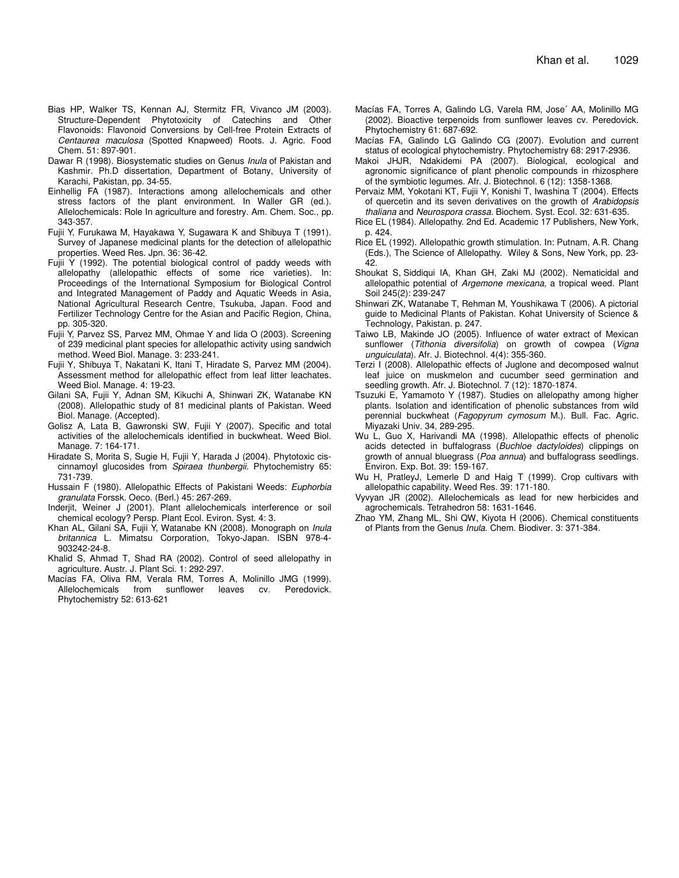Bias HP, Walker TS, Kennan AJ, Stermitz FR, Vivanco JM (2003). Structure-Dependent Phytotoxicity of Catechins and Other Flavonoids: Flavonoid Conversions by Cell-free Protein Extracts of *Centaurea maculosa* (Spotted Knapweed) Roots. J. Agric. Food Chem. 51: 897-901.

Dawar R (1998). Biosystematic studies on Genus *Inula* of Pakistan and Kashmir. Ph.D dissertation, Department of Botany, University of Karachi, Pakistan, pp. 34-55.

Einhellig FA (1987). Interactions among allelochemicals and other stress factors of the plant environment. In Waller GR (ed.). Allelochemicals: Role In agriculture and forestry. Am. Chem. Soc., pp. 343-357.

Fujii Y, Furukawa M, Hayakawa Y, Sugawara K and Shibuya T (1991). Survey of Japanese medicinal plants for the detection of allelopathic properties. Weed Res. Jpn. 36: 36-42.

Fujii Y (1992). The potential biological control of paddy weeds with allelopathy (allelopathic effects of some rice varieties). In: Proceedings of the International Symposium for Biological Control and Integrated Management of Paddy and Aquatic Weeds in Asia, National Agricultural Research Centre, Tsukuba, Japan. Food and Fertilizer Technology Centre for the Asian and Pacific Region, China, pp. 305-320.

Fujii Y, Parvez SS, Parvez MM, Ohmae Y and Iida O (2003). Screening of 239 medicinal plant species for allelopathic activity using sandwich method. Weed Biol. Manage. 3: 233-241.

Fujii Y, Shibuya T, Nakatani K, Itani T, Hiradate S, Parvez MM (2004). Assessment method for allelopathic effect from leaf litter leachates. Weed Biol. Manage. 4: 19-23.

Gilani SA, Fujii Y, Adnan SM, Kikuchi A, Shinwari ZK, Watanabe KN (2008). Allelopathic study of 81 medicinal plants of Pakistan. Weed Biol. Manage. (Accepted).

Golisz A, Lata B, Gawronski SW, Fujii Y (2007). Specific and total activities of the allelochemicals identified in buckwheat. Weed Biol. Manage. 7: 164-171.

Hiradate S, Morita S, Sugie H, Fujii Y, Harada J (2004). Phytotoxic cis-cinnamoyl glucosides from *Spiraea thunbergii*. Phytochemistry 65: 731-739.

Hussain F (1980). Allelopathic Effects of Pakistani Weeds: *Euphorbia granulata* Forssk. Oeco. (Berl.) 45: 267-269.

Inderjit, Weiner J (2001). Plant allelochemicals interference or soil chemical ecology? Persp. Plant Ecol. Eviron. Syst. 4: 3.

Khan AL, Gilani SA, Fujii Y, Watanabe KN (2008). Monograph on *Inula britannica* L. Mimatsu Corporation, Tokyo-Japan. ISBN 978-4-903242-24-8.

Khalid S, Ahmad T, Shad RA (2002). Control of seed allelopathy in agriculture. Austr. J. Plant Sci. 1: 292-297.

Macías FA, Oliva RM, Verala RM, Torres A, Molinillo JMG (1999). Allelochemicals from sunflower leaves cv. Peredovick. Phytochemistry 52: 613-621

Macías FA, Torres A, Galindo LG, Varela RM, Jose´ AA, Molinillo MG (2002). Bioactive terpenoids from sunflower leaves cv. Peredovick. Phytochemistry 61: 687-692.

Macías FA, Galindo LG Galindo CG (2007). Evolution and current status of ecological phytochemistry. Phytochemistry 68: 2917-2936.

Makoi JHJR, Ndakidemi PA (2007). Biological, ecological and agronomic significance of plant phenolic compounds in rhizosphere of the symbiotic legumes. Afr. J. Biotechnol. 6 (12): 1358-1368.

Pervaiz MM, Yokotani KT, Fujii Y, Konishi T, Iwashina T (2004). Effects of quercetin and its seven derivatives on the growth of *Arabidopsis thaliana* and *Neurospora crassa*. Biochem. Syst. Ecol. 32: 631-635.

Rice EL (1984). Allelopathy. 2nd Ed. Academic 17 Publishers, New York, p. 424.

Rice EL (1992). Allelopathic growth stimulation. In: Putnam, A.R. Chang (Eds.), The Science of Allelopathy. Wiley & Sons, New York, pp. 23-42.

Shoukat S, Siddiqui IA, Khan GH, Zaki MJ (2002). Nematicidal and allelopathic potential of *Argemone mexicana*, a tropical weed. Plant Soil 245(2): 239-247

Shinwari ZK, Watanabe T, Rehman M, Youshikawa T (2006). A pictorial guide to Medicinal Plants of Pakistan. Kohat University of Science & Technology, Pakistan. p. 247.

Taiwo LB, Makinde JO (2005). Influence of water extract of Mexican sunflower (*Tithonia diversifolia*) on growth of cowpea (*Vigna unguiculata*). Afr. J. Biotechnol. 4(4): 355-360.

Terzi I (2008). Allelopathic effects of Juglone and decomposed walnut leaf juice on muskmelon and cucumber seed germination and seedling growth. Afr. J. Biotechnol. 7 (12): 1870-1874.

Tsuzuki E, Yamamoto Y (1987). Studies on allelopathy among higher plants. Isolation and identification of phenolic substances from wild perennial buckwheat (*Fagopyrum cymosum* M.). Bull. Fac. Agric. Miyazaki Univ. 34, 289-295.

Wu L, Guo X, Harivandi MA (1998). Allelopathic effects of phenolic acids detected in buffalograss (*Buchloe dactyloides*) clippings on growth of annual bluegrass (*Poa annua*) and buffalograss seedlings. Environ. Exp. Bot. 39: 159-167.

Wu H, PratleyJ, Lemerle D and Haig T (1999). Crop cultivars with allelopathic capability. Weed Res. 39: 171-180.

Vyvyan JR (2002). Allelochemicals as lead for new herbicides and agrochemicals. Tetrahedron 58: 1631-1646.

Zhao YM, Zhang ML, Shi QW, Kiyota H (2006). Chemical constituents of Plants from the Genus *Inula*. Chem. Biodiver. 3: 371-384.